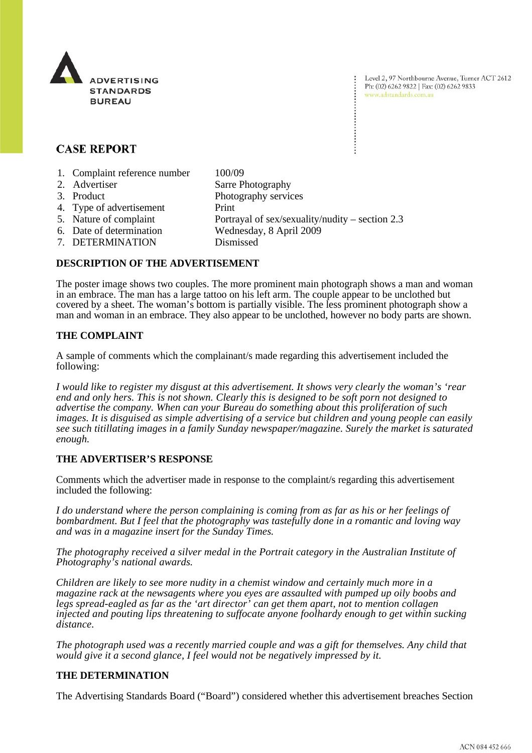ADVERTISING STANDARDS BUREAU

Level 2, 97 Northbourne Avenue, Turner ACT 2612
Ph: (02) 6262 9822 | Fax: (02) 6262 9833
www.adstandards.com.au

# CASE REPORT

1. Complaint reference number 100/09
2. Advertiser Sarre Photography
3. Product Photography services
4. Type of advertisement Print
5. Nature of complaint Portrayal of sex/sexuality/nudity – section 2.3
6. Date of determination Wednesday, 8 April 2009
7. DETERMINATION Dismissed

## DESCRIPTION OF THE ADVERTISEMENT

The poster image shows two couples. The more prominent main photograph shows a man and woman in an embrace. The man has a large tattoo on his left arm. The couple appear to be unclothed but covered by a sheet. The woman's bottom is partially visible. The less prominent photograph show a man and woman in an embrace. They also appear to be unclothed, however no body parts are shown.

## THE COMPLAINT

A sample of comments which the complainant/s made regarding this advertisement included the following:

*I would like to register my disgust at this advertisement. It shows very clearly the woman's 'rear end and only hers. This is not shown. Clearly this is designed to be soft porn not designed to advertise the company. When can your Bureau do something about this proliferation of such images. It is disguised as simple advertising of a service but children and young people can easily see such titillating images in a family Sunday newspaper/magazine. Surely the market is saturated enough.*

## THE ADVERTISER'S RESPONSE

Comments which the advertiser made in response to the complaint/s regarding this advertisement included the following:

*I do understand where the person complaining is coming from as far as his or her feelings of bombardment. But I feel that the photography was tastefully done in a romantic and loving way and was in a magazine insert for the Sunday Times.*

*The photography received a silver medal in the Portrait category in the Australian Institute of Photography's national awards.*

*Children are likely to see more nudity in a chemist window and certainly much more in a magazine rack at the newsagents where you eyes are assaulted with pumped up oily boobs and legs spread-eagled as far as the 'art director' can get them apart, not to mention collagen injected and pouting lips threatening to suffocate anyone foolhardy enough to get within sucking distance.*

*The photograph used was a recently married couple and was a gift for themselves. Any child that would give it a second glance, I feel would not be negatively impressed by it.*

## THE DETERMINATION

The Advertising Standards Board ("Board") considered whether this advertisement breaches Section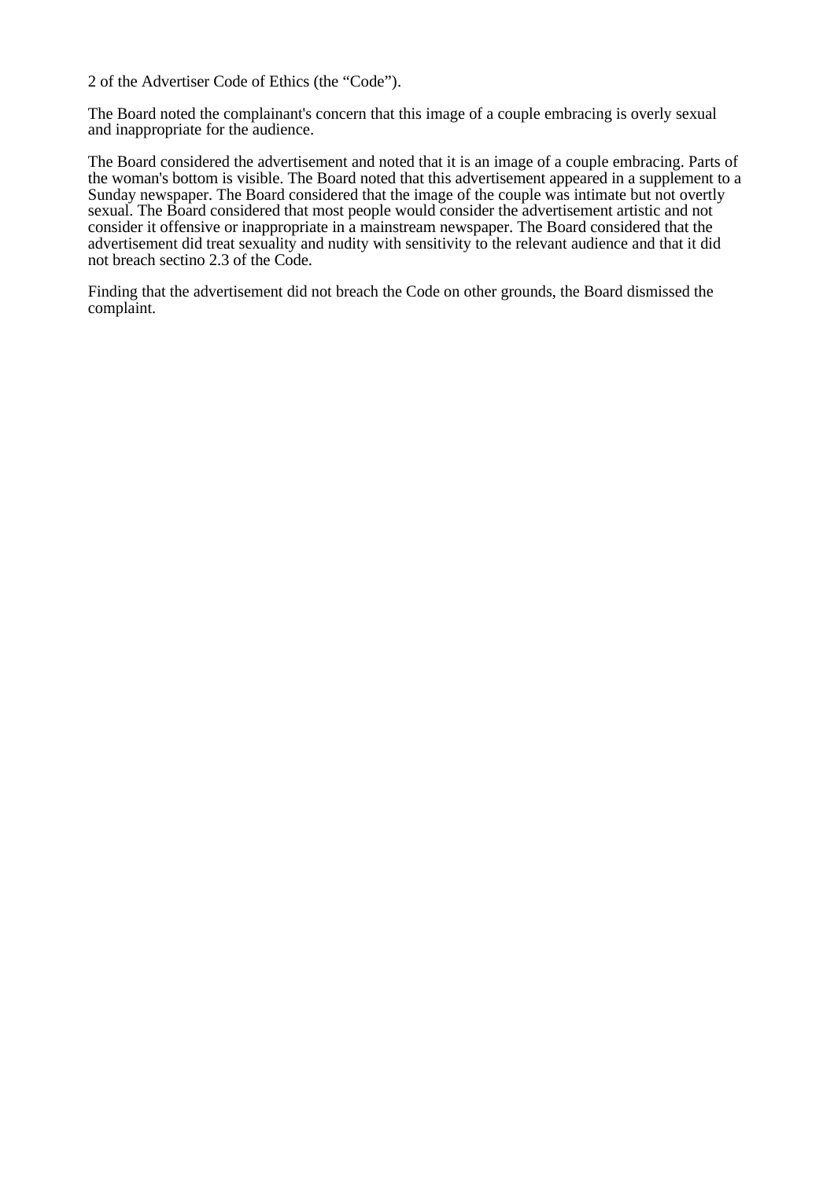2 of the Advertiser Code of Ethics (the “Code”).

The Board noted the complainant's concern that this image of a couple embracing is overly sexual and inappropriate for the audience.

The Board considered the advertisement and noted that it is an image of a couple embracing. Parts of the woman's bottom is visible. The Board noted that this advertisement appeared in a supplement to a Sunday newspaper. The Board considered that the image of the couple was intimate but not overtly sexual. The Board considered that most people would consider the advertisement artistic and not consider it offensive or inappropriate in a mainstream newspaper. The Board considered that the advertisement did treat sexuality and nudity with sensitivity to the relevant audience and that it did not breach sectino 2.3 of the Code.

Finding that the advertisement did not breach the Code on other grounds, the Board dismissed the complaint.